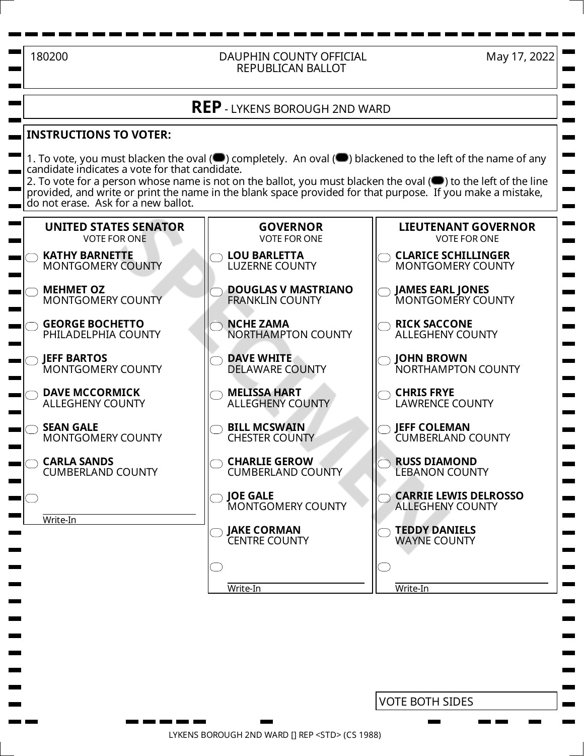180200

DAUPHIN COUNTY OFFICIAL
REPUBLICAN BALLOT

May 17, 2022

# REP - LYKENS BOROUGH 2ND WARD

**INSTRUCTIONS TO VOTER:**

1. To vote, you must blacken the oval completely. An oval blackened to the left of the name of any candidate indicates a vote for that candidate.
2. To vote for a person whose name is not on the ballot, you must blacken the oval to the left of the line provided, and write or print the name in the blank space provided for that purpose. If you make a mistake, do not erase. Ask for a new ballot.

## UNITED STATES SENATOR
VOTE FOR ONE

- **KATHY BARNETTE** MONTGOMERY COUNTY
- **MEHMET OZ** MONTGOMERY COUNTY
- **GEORGE BOCHETTO** PHILADELPHIA COUNTY
- **JEFF BARTOS** MONTGOMERY COUNTY
- **DAVE MCCORMICK** ALLEGHENY COUNTY
- **SEAN GALE** MONTGOMERY COUNTY
- **CARLA SANDS** CUMBERLAND COUNTY
- Write-In

## GOVERNOR
VOTE FOR ONE

- **LOU BARLETTA** LUZERNE COUNTY
- **DOUGLAS V MASTRIANO** FRANKLIN COUNTY
- **NCHE ZAMA** NORTHAMPTON COUNTY
- **DAVE WHITE** DELAWARE COUNTY
- **MELISSA HART** ALLEGHENY COUNTY
- **BILL MCSWAIN** CHESTER COUNTY
- **CHARLIE GEROW** CUMBERLAND COUNTY
- **JOE GALE** MONTGOMERY COUNTY
- **JAKE CORMAN** CENTRE COUNTY
- Write-In

## LIEUTENANT GOVERNOR
VOTE FOR ONE

- **CLARICE SCHILLINGER** MONTGOMERY COUNTY
- **JAMES EARL JONES** MONTGOMERY COUNTY
- **RICK SACCONE** ALLEGHENY COUNTY
- **JOHN BROWN** NORTHAMPTON COUNTY
- **CHRIS FRYE** LAWRENCE COUNTY
- **JEFF COLEMAN** CUMBERLAND COUNTY
- **RUSS DIAMOND** LEBANON COUNTY
- **CARRIE LEWIS DELROSSO** ALLEGHENY COUNTY
- **TEDDY DANIELS** WAYNE COUNTY
- Write-In

VOTE BOTH SIDES

LYKENS BOROUGH 2ND WARD [] REP <STD> (CS 1988)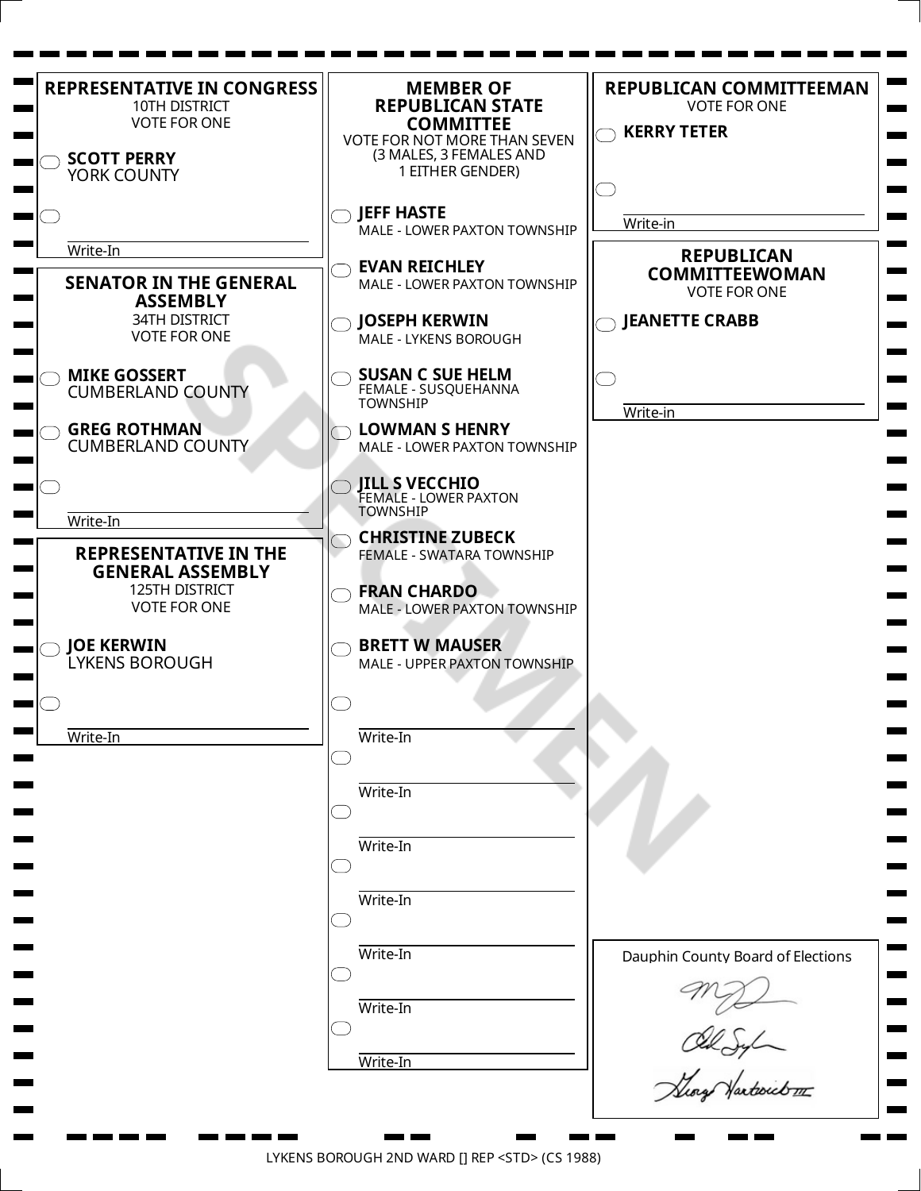## REPRESENTATIVE IN CONGRESS
10TH DISTRICT
VOTE FOR ONE

- SCOTT PERRY
  YORK COUNTY
- Write-In

## SENATOR IN THE GENERAL ASSEMBLY
34TH DISTRICT
VOTE FOR ONE

- MIKE GOSSERT
  CUMBERLAND COUNTY
- GREG ROTHMAN
  CUMBERLAND COUNTY
- Write-In

## REPRESENTATIVE IN THE GENERAL ASSEMBLY
125TH DISTRICT
VOTE FOR ONE

- JOE KERWIN
  LYKENS BOROUGH
- Write-In

## MEMBER OF REPUBLICAN STATE COMMITTEE
VOTE FOR NOT MORE THAN SEVEN
(3 MALES, 3 FEMALES AND 1 EITHER GENDER)

- JEFF HASTE
  MALE - LOWER PAXTON TOWNSHIP
- EVAN REICHLEY
  MALE - LOWER PAXTON TOWNSHIP
- JOSEPH KERWIN
  MALE - LYKENS BOROUGH
- SUSAN C SUE HELM
  FEMALE - SUSQUEHANNA TOWNSHIP
- LOWMAN S HENRY
  MALE - LOWER PAXTON TOWNSHIP
- JILL S VECCHIO
  FEMALE - LOWER PAXTON TOWNSHIP
- CHRISTINE ZUBECK
  FEMALE - SWATARA TOWNSHIP
- FRAN CHARDO
  MALE - LOWER PAXTON TOWNSHIP
- BRETT W MAUSER
  MALE - UPPER PAXTON TOWNSHIP
- Write-In
- Write-In
- Write-In
- Write-In
- Write-In
- Write-In
- Write-In

## REPUBLICAN COMMITTEEMAN
VOTE FOR ONE

- KERRY TETER
- Write-in

## REPUBLICAN COMMITTEEWOMAN
VOTE FOR ONE

- JEANETTE CRABB
- Write-in

Dauphin County Board of Elections

SPECIMEN

LYKENS BOROUGH 2ND WARD [] REP <STD> (CS 1988)